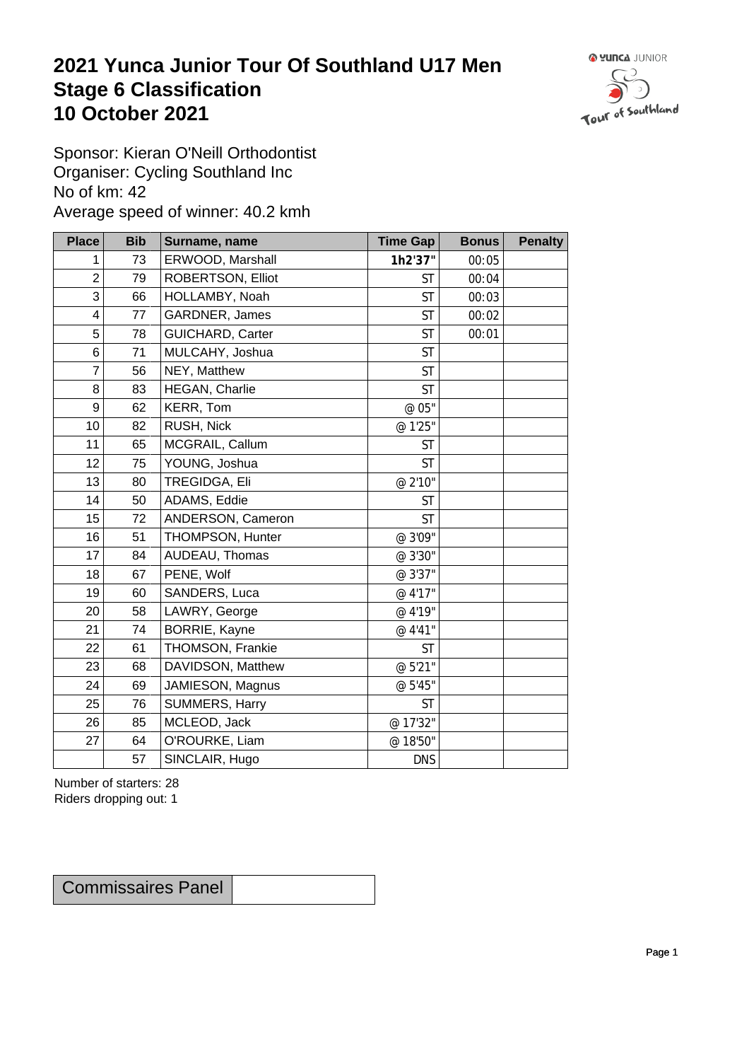# 2021 Yunca Junior Tour Of Southland U17 Men
# Stage 6 Classification
# 10 October 2021

Sponsor: Kieran O'Neill Orthodontist
Organiser: Cycling Southland Inc
No of km: 42
Average speed of winner: 40.2 kmh

| Place | Bib | Surname, name | Time Gap | Bonus | Penalty |
|---|---|---|---|---|---|
| 1 | 73 | ERWOOD, Marshall | **1h2'37"** | 00:05 | |
| 2 | 79 | ROBERTSON, Elliot | ST | 00:04 | |
| 3 | 66 | HOLLAMBY, Noah | ST | 00:03 | |
| 4 | 77 | GARDNER, James | ST | 00:02 | |
| 5 | 78 | GUICHARD, Carter | ST | 00:01 | |
| 6 | 71 | MULCAHY, Joshua | ST | | |
| 7 | 56 | NEY, Matthew | ST | | |
| 8 | 83 | HEGAN, Charlie | ST | | |
| 9 | 62 | KERR, Tom | @ 05" | | |
| 10 | 82 | RUSH, Nick | @ 1'25" | | |
| 11 | 65 | MCGRAIL, Callum | ST | | |
| 12 | 75 | YOUNG, Joshua | ST | | |
| 13 | 80 | TREGIDGA, Eli | @ 2'10" | | |
| 14 | 50 | ADAMS, Eddie | ST | | |
| 15 | 72 | ANDERSON, Cameron | ST | | |
| 16 | 51 | THOMPSON, Hunter | @ 3'09" | | |
| 17 | 84 | AUDEAU, Thomas | @ 3'30" | | |
| 18 | 67 | PENE, Wolf | @ 3'37" | | |
| 19 | 60 | SANDERS, Luca | @ 4'17" | | |
| 20 | 58 | LAWRY, George | @ 4'19" | | |
| 21 | 74 | BORRIE, Kayne | @ 4'41" | | |
| 22 | 61 | THOMSON, Frankie | ST | | |
| 23 | 68 | DAVIDSON, Matthew | @ 5'21" | | |
| 24 | 69 | JAMIESON, Magnus | @ 5'45" | | |
| 25 | 76 | SUMMERS, Harry | ST | | |
| 26 | 85 | MCLEOD, Jack | @ 17'32" | | |
| 27 | 64 | O'ROURKE, Liam | @ 18'50" | | |
| | 57 | SINCLAIR, Hugo | DNS | | |

Number of starters: 28
Riders dropping out: 1

| Commissaires Panel | |
|---|---|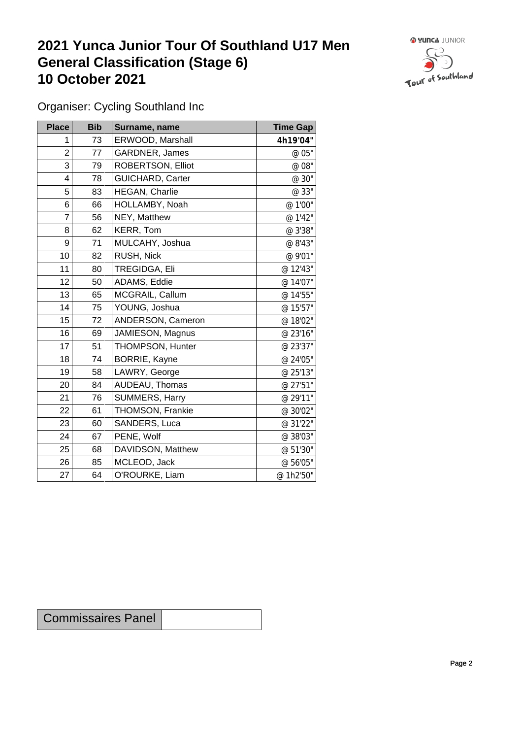# 2021 Yunca Junior Tour Of Southland U17 Men General Classification (Stage 6) 10 October 2021

Organiser: Cycling Southland Inc

| Place | Bib | Surname, name | Time Gap |
|---|---|---|---|
| 1 | 73 | ERWOOD, Marshall | **4h19'04"** |
| 2 | 77 | GARDNER, James | @ 05" |
| 3 | 79 | ROBERTSON, Elliot | @ 08" |
| 4 | 78 | GUICHARD, Carter | @ 30" |
| 5 | 83 | HEGAN, Charlie | @ 33" |
| 6 | 66 | HOLLAMBY, Noah | @ 1'00" |
| 7 | 56 | NEY, Matthew | @ 1'42" |
| 8 | 62 | KERR, Tom | @ 3'38" |
| 9 | 71 | MULCAHY, Joshua | @ 8'43" |
| 10 | 82 | RUSH, Nick | @ 9'01" |
| 11 | 80 | TREGIDGA, Eli | @ 12'43" |
| 12 | 50 | ADAMS, Eddie | @ 14'07" |
| 13 | 65 | MCGRAIL, Callum | @ 14'55" |
| 14 | 75 | YOUNG, Joshua | @ 15'57" |
| 15 | 72 | ANDERSON, Cameron | @ 18'02" |
| 16 | 69 | JAMIESON, Magnus | @ 23'16" |
| 17 | 51 | THOMPSON, Hunter | @ 23'37" |
| 18 | 74 | BORRIE, Kayne | @ 24'05" |
| 19 | 58 | LAWRY, George | @ 25'13" |
| 20 | 84 | AUDEAU, Thomas | @ 27'51" |
| 21 | 76 | SUMMERS, Harry | @ 29'11" |
| 22 | 61 | THOMSON, Frankie | @ 30'02" |
| 23 | 60 | SANDERS, Luca | @ 31'22" |
| 24 | 67 | PENE, Wolf | @ 38'03" |
| 25 | 68 | DAVIDSON, Matthew | @ 51'30" |
| 26 | 85 | MCLEOD, Jack | @ 56'05" |
| 27 | 64 | O'ROURKE, Liam | @ 1h2'50" |

| Commissaires Panel | |
|---|---|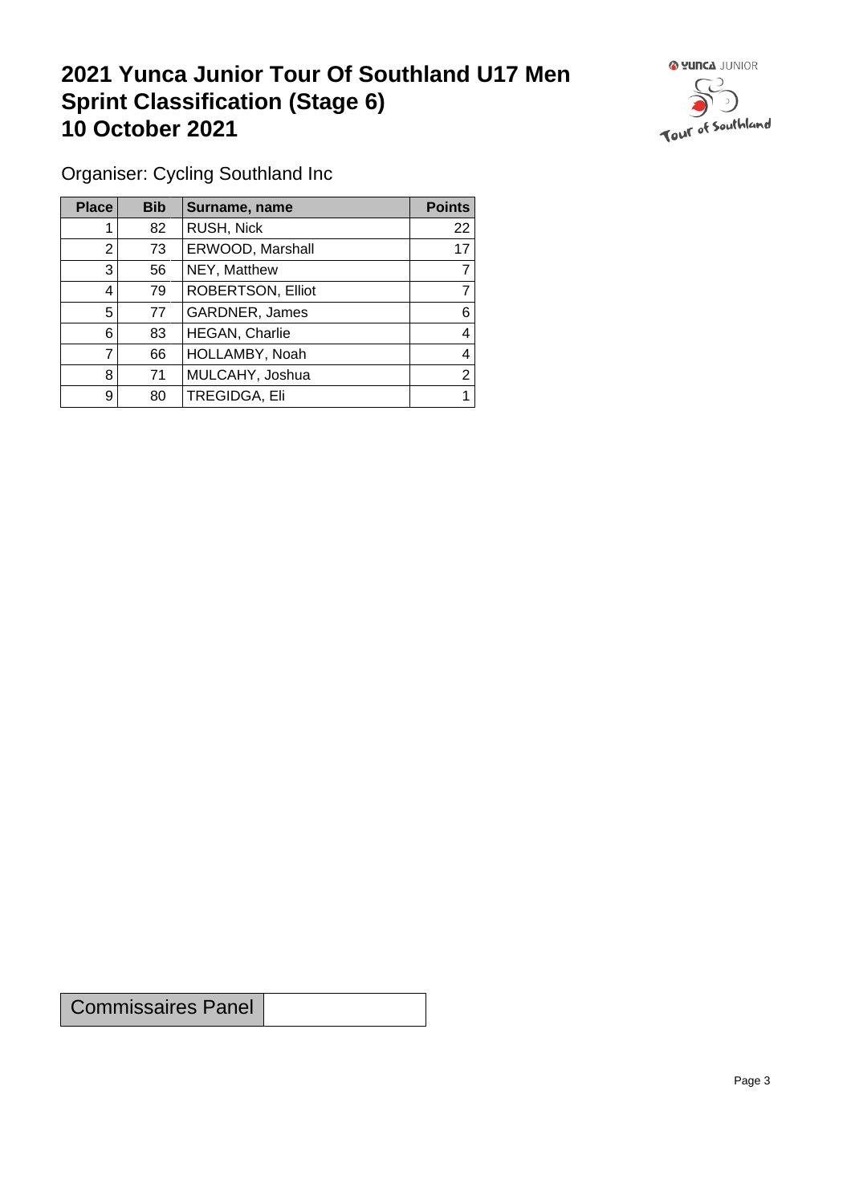# 2021 Yunca Junior Tour Of Southland U17 Men
# Sprint Classification (Stage 6)
# 10 October 2021

Organiser: Cycling Southland Inc

| Place | Bib | Surname, name | Points |
|---|---|---|---|
| 1 | 82 | RUSH, Nick | 22 |
| 2 | 73 | ERWOOD, Marshall | 17 |
| 3 | 56 | NEY, Matthew | 7 |
| 4 | 79 | ROBERTSON, Elliot | 7 |
| 5 | 77 | GARDNER, James | 6 |
| 6 | 83 | HEGAN, Charlie | 4 |
| 7 | 66 | HOLLAMBY, Noah | 4 |
| 8 | 71 | MULCAHY, Joshua | 2 |
| 9 | 80 | TREGIDGA, Eli | 1 |

| Commissaires Panel | |
|---|---|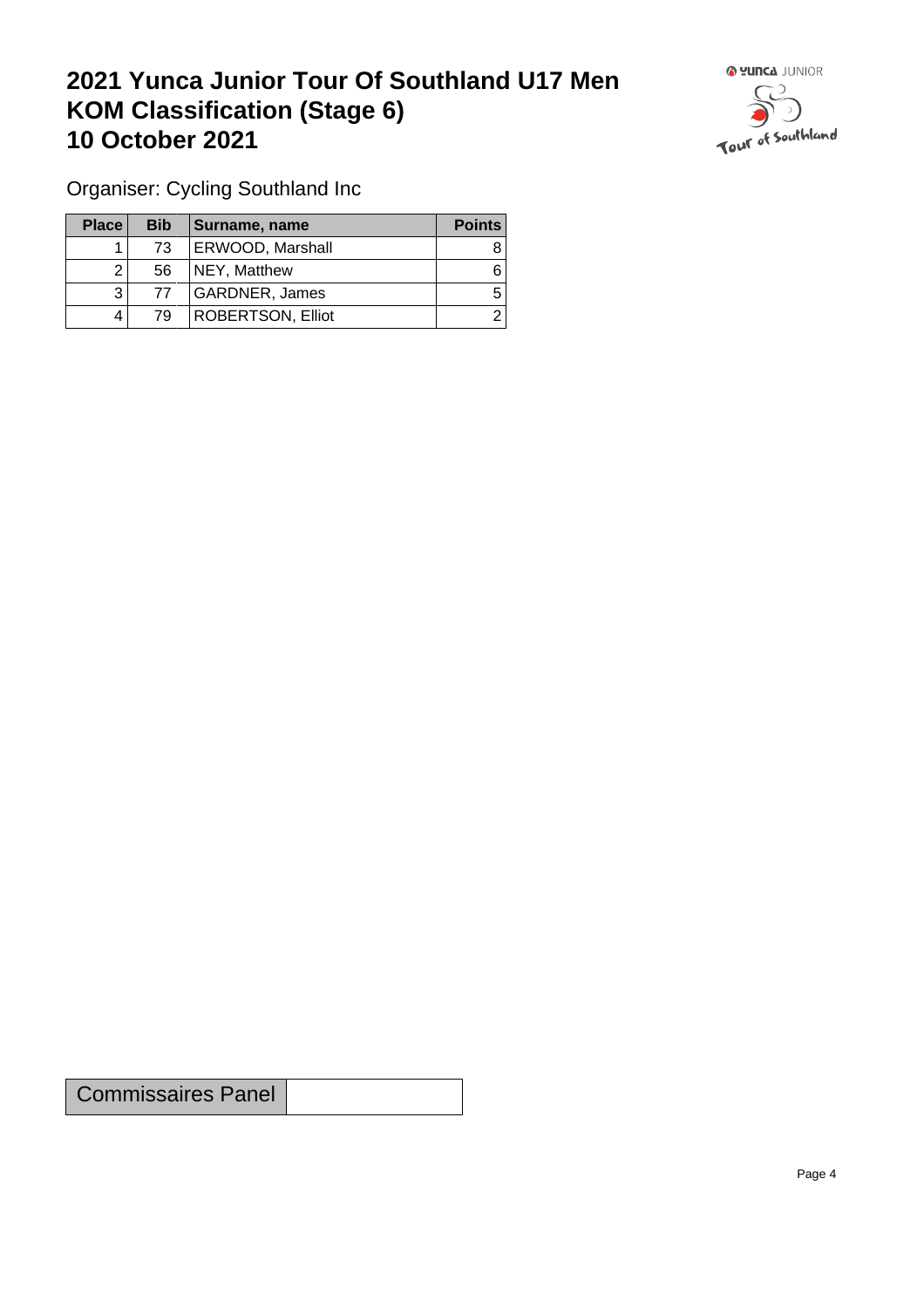# 2021 Yunca Junior Tour Of Southland U17 Men
# KOM Classification (Stage 6)
# 10 October 2021

Organiser: Cycling Southland Inc

| Place | Bib | Surname, name | Points |
|---|---|---|---|
| 1 | 73 | ERWOOD, Marshall | 8 |
| 2 | 56 | NEY, Matthew | 6 |
| 3 | 77 | GARDNER, James | 5 |
| 4 | 79 | ROBERTSON, Elliot | 2 |

| Commissaires Panel | |
|---|---|